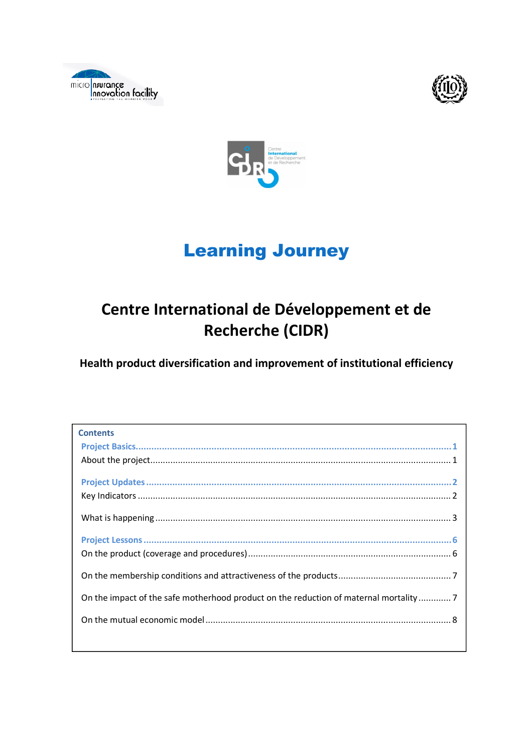# Learning Journey

## Centre International de Développement et de Recherche (CIDR)

### Health product diversification and improvement of institutional efficiency

**Contents**

- Project Basics ... 1
  - About the project ... 1
- Project Updates ... 2
  - Key Indicators ... 2
  - What is happening ... 3
- Project Lessons ... 6
  - On the product (coverage and procedures) ... 6
  - On the membership conditions and attractiveness of the products ... 7
  - On the impact of the safe motherhood product on the reduction of maternal mortality ... 7
  - On the mutual economic model ... 8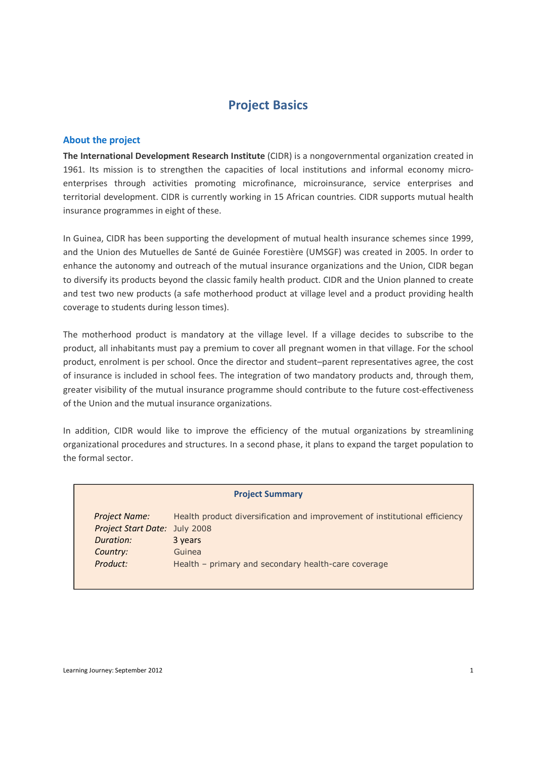# Project Basics

## About the project

**The International Development Research Institute** (CIDR) is a nongovernmental organization created in 1961. Its mission is to strengthen the capacities of local institutions and informal economy micro-enterprises through activities promoting microfinance, microinsurance, service enterprises and territorial development. CIDR is currently working in 15 African countries. CIDR supports mutual health insurance programmes in eight of these.

In Guinea, CIDR has been supporting the development of mutual health insurance schemes since 1999, and the Union des Mutuelles de Santé de Guinée Forestière (UMSGF) was created in 2005. In order to enhance the autonomy and outreach of the mutual insurance organizations and the Union, CIDR began to diversify its products beyond the classic family health product. CIDR and the Union planned to create and test two new products (a safe motherhood product at village level and a product providing health coverage to students during lesson times).

The motherhood product is mandatory at the village level. If a village decides to subscribe to the product, all inhabitants must pay a premium to cover all pregnant women in that village. For the school product, enrolment is per school. Once the director and student–parent representatives agree, the cost of insurance is included in school fees. The integration of two mandatory products and, through them, greater visibility of the mutual insurance programme should contribute to the future cost-effectiveness of the Union and the mutual insurance organizations.

In addition, CIDR would like to improve the efficiency of the mutual organizations by streamlining organizational procedures and structures. In a second phase, it plans to expand the target population to the formal sector.

**Project Summary**

| | |
|---|---|
| *Project Name:* | Health product diversification and improvement of institutional efficiency |
| *Project Start Date:* | July 2008 |
| *Duration:* | 3 years |
| *Country:* | Guinea |
| *Product:* | Health – primary and secondary health-care coverage |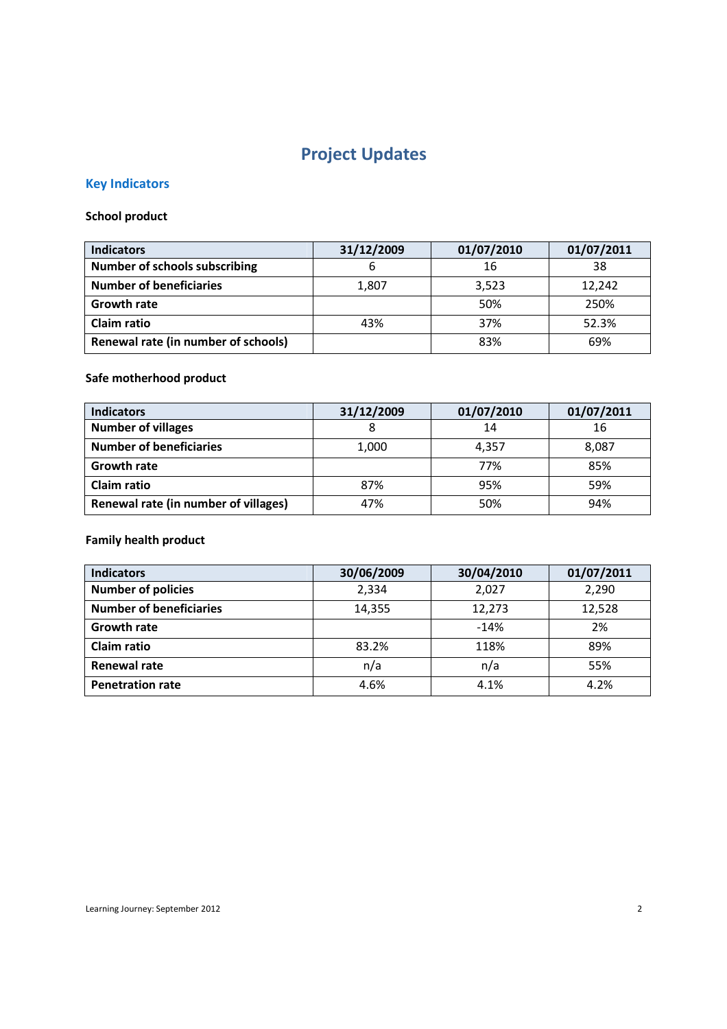# Project Updates

## Key Indicators

**School product**

| Indicators | 31/12/2009 | 01/07/2010 | 01/07/2011 |
|---|---|---|---|
| Number of schools subscribing | 6 | 16 | 38 |
| Number of beneficiaries | 1,807 | 3,523 | 12,242 |
| Growth rate | | 50% | 250% |
| Claim ratio | 43% | 37% | 52.3% |
| Renewal rate (in number of schools) | | 83% | 69% |

**Safe motherhood product**

| Indicators | 31/12/2009 | 01/07/2010 | 01/07/2011 |
|---|---|---|---|
| Number of villages | 8 | 14 | 16 |
| Number of beneficiaries | 1,000 | 4,357 | 8,087 |
| Growth rate | | 77% | 85% |
| Claim ratio | 87% | 95% | 59% |
| Renewal rate (in number of villages) | 47% | 50% | 94% |

**Family health product**

| Indicators | 30/06/2009 | 30/04/2010 | 01/07/2011 |
|---|---|---|---|
| Number of policies | 2,334 | 2,027 | 2,290 |
| Number of beneficiaries | 14,355 | 12,273 | 12,528 |
| Growth rate | | -14% | 2% |
| Claim ratio | 83.2% | 118% | 89% |
| Renewal rate | n/a | n/a | 55% |
| Penetration rate | 4.6% | 4.1% | 4.2% |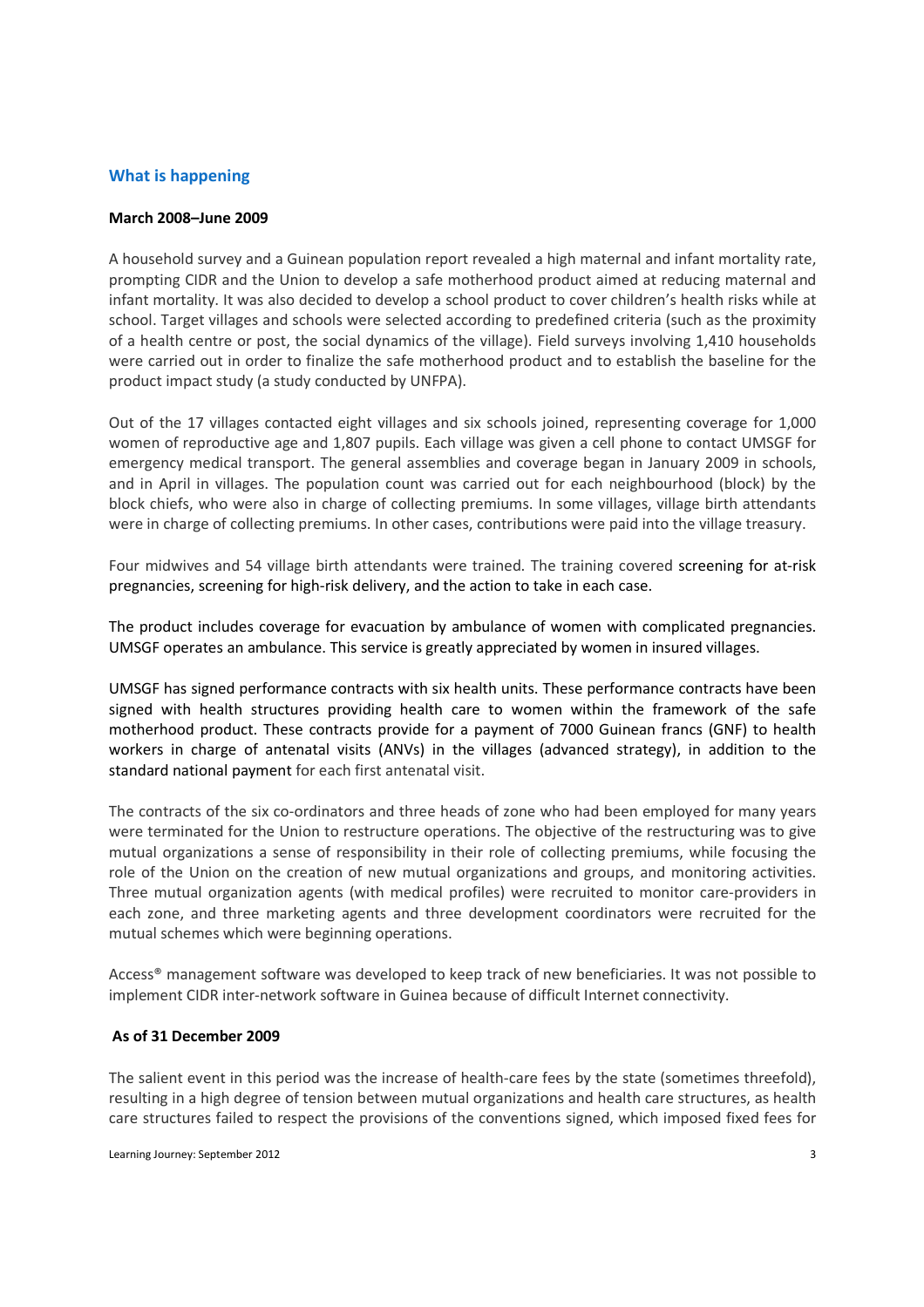## What is happening

### March 2008–June 2009

A household survey and a Guinean population report revealed a high maternal and infant mortality rate, prompting CIDR and the Union to develop a safe motherhood product aimed at reducing maternal and infant mortality. It was also decided to develop a school product to cover children's health risks while at school. Target villages and schools were selected according to predefined criteria (such as the proximity of a health centre or post, the social dynamics of the village). Field surveys involving 1,410 households were carried out in order to finalize the safe motherhood product and to establish the baseline for the product impact study (a study conducted by UNFPA).

Out of the 17 villages contacted eight villages and six schools joined, representing coverage for 1,000 women of reproductive age and 1,807 pupils. Each village was given a cell phone to contact UMSGF for emergency medical transport. The general assemblies and coverage began in January 2009 in schools, and in April in villages. The population count was carried out for each neighbourhood (block) by the block chiefs, who were also in charge of collecting premiums. In some villages, village birth attendants were in charge of collecting premiums. In other cases, contributions were paid into the village treasury.

Four midwives and 54 village birth attendants were trained. The training covered screening for at-risk pregnancies, screening for high-risk delivery, and the action to take in each case.

The product includes coverage for evacuation by ambulance of women with complicated pregnancies. UMSGF operates an ambulance. This service is greatly appreciated by women in insured villages.

UMSGF has signed performance contracts with six health units. These performance contracts have been signed with health structures providing health care to women within the framework of the safe motherhood product. These contracts provide for a payment of 7000 Guinean francs (GNF) to health workers in charge of antenatal visits (ANVs) in the villages (advanced strategy), in addition to the standard national payment for each first antenatal visit.

The contracts of the six co-ordinators and three heads of zone who had been employed for many years were terminated for the Union to restructure operations. The objective of the restructuring was to give mutual organizations a sense of responsibility in their role of collecting premiums, while focusing the role of the Union on the creation of new mutual organizations and groups, and monitoring activities. Three mutual organization agents (with medical profiles) were recruited to monitor care-providers in each zone, and three marketing agents and three development coordinators were recruited for the mutual schemes which were beginning operations.

Access® management software was developed to keep track of new beneficiaries. It was not possible to implement CIDR inter-network software in Guinea because of difficult Internet connectivity.

### As of 31 December 2009

The salient event in this period was the increase of health-care fees by the state (sometimes threefold), resulting in a high degree of tension between mutual organizations and health care structures, as health care structures failed to respect the provisions of the conventions signed, which imposed fixed fees for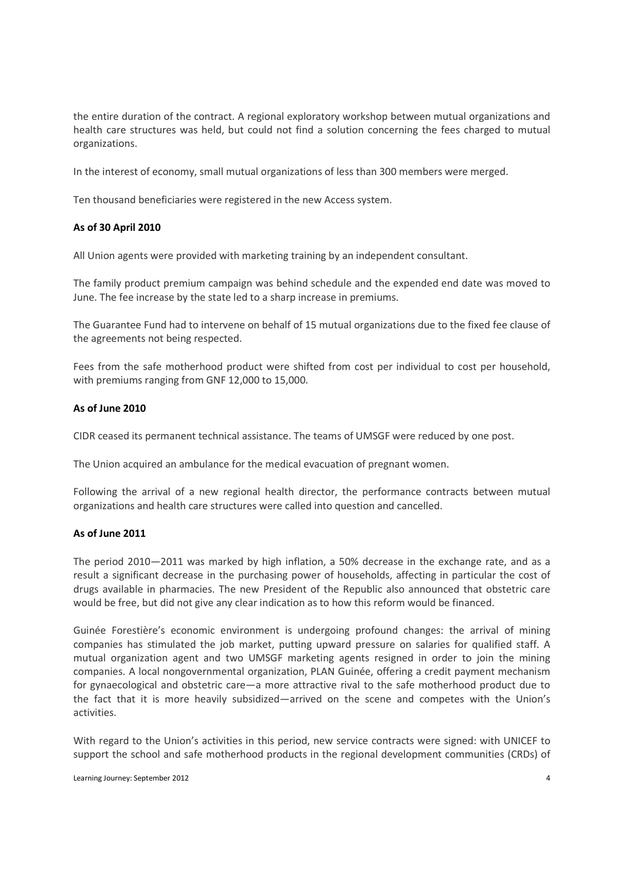the entire duration of the contract. A regional exploratory workshop between mutual organizations and health care structures was held, but could not find a solution concerning the fees charged to mutual organizations.

In the interest of economy, small mutual organizations of less than 300 members were merged.

Ten thousand beneficiaries were registered in the new Access system.

**As of 30 April 2010**

All Union agents were provided with marketing training by an independent consultant.

The family product premium campaign was behind schedule and the expended end date was moved to June. The fee increase by the state led to a sharp increase in premiums.

The Guarantee Fund had to intervene on behalf of 15 mutual organizations due to the fixed fee clause of the agreements not being respected.

Fees from the safe motherhood product were shifted from cost per individual to cost per household, with premiums ranging from GNF 12,000 to 15,000.

**As of June 2010**

CIDR ceased its permanent technical assistance. The teams of UMSGF were reduced by one post.

The Union acquired an ambulance for the medical evacuation of pregnant women.

Following the arrival of a new regional health director, the performance contracts between mutual organizations and health care structures were called into question and cancelled.

**As of June 2011**

The period 2010—2011 was marked by high inflation, a 50% decrease in the exchange rate, and as a result a significant decrease in the purchasing power of households, affecting in particular the cost of drugs available in pharmacies. The new President of the Republic also announced that obstetric care would be free, but did not give any clear indication as to how this reform would be financed.

Guinée Forestière's economic environment is undergoing profound changes: the arrival of mining companies has stimulated the job market, putting upward pressure on salaries for qualified staff. A mutual organization agent and two UMSGF marketing agents resigned in order to join the mining companies. A local nongovernmental organization, PLAN Guinée, offering a credit payment mechanism for gynaecological and obstetric care—a more attractive rival to the safe motherhood product due to the fact that it is more heavily subsidized—arrived on the scene and competes with the Union's activities.

With regard to the Union's activities in this period, new service contracts were signed: with UNICEF to support the school and safe motherhood products in the regional development communities (CRDs) of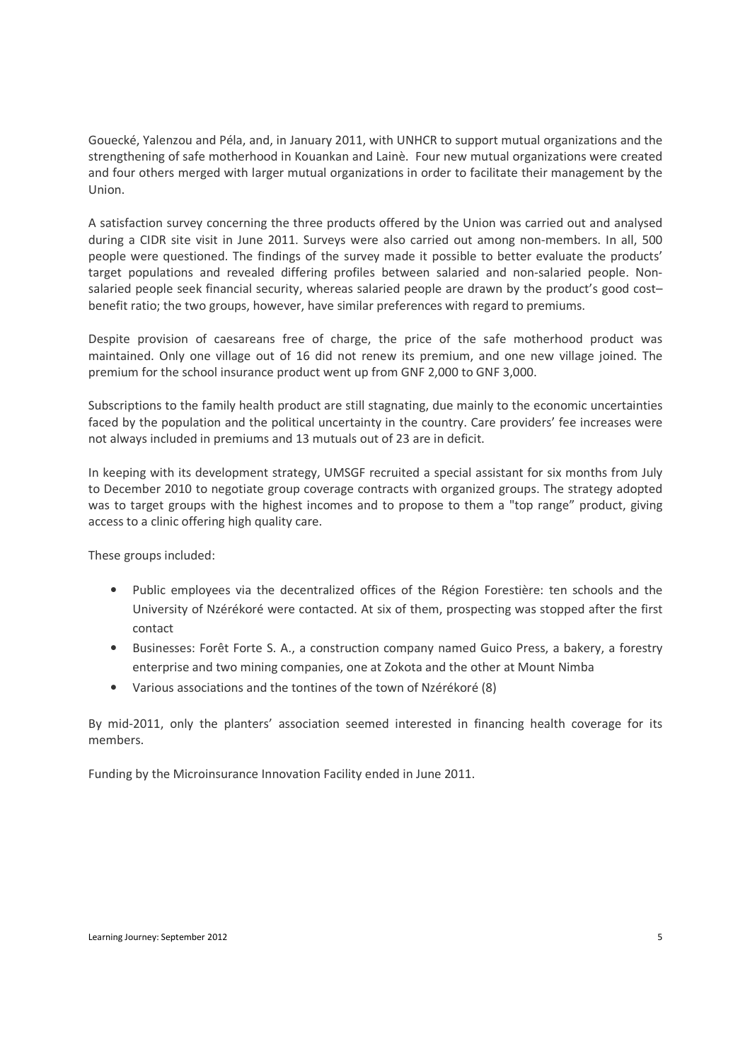Gouecké, Yalenzou and Péla, and, in January 2011, with UNHCR to support mutual organizations and the strengthening of safe motherhood in Kouankan and Lainè. Four new mutual organizations were created and four others merged with larger mutual organizations in order to facilitate their management by the Union.

A satisfaction survey concerning the three products offered by the Union was carried out and analysed during a CIDR site visit in June 2011. Surveys were also carried out among non-members. In all, 500 people were questioned. The findings of the survey made it possible to better evaluate the products' target populations and revealed differing profiles between salaried and non-salaried people. Non-salaried people seek financial security, whereas salaried people are drawn by the product's good cost–benefit ratio; the two groups, however, have similar preferences with regard to premiums.

Despite provision of caesareans free of charge, the price of the safe motherhood product was maintained. Only one village out of 16 did not renew its premium, and one new village joined. The premium for the school insurance product went up from GNF 2,000 to GNF 3,000.

Subscriptions to the family health product are still stagnating, due mainly to the economic uncertainties faced by the population and the political uncertainty in the country. Care providers' fee increases were not always included in premiums and 13 mutuals out of 23 are in deficit.

In keeping with its development strategy, UMSGF recruited a special assistant for six months from July to December 2010 to negotiate group coverage contracts with organized groups. The strategy adopted was to target groups with the highest incomes and to propose to them a "top range" product, giving access to a clinic offering high quality care.

These groups included:

- Public employees via the decentralized offices of the Région Forestière: ten schools and the University of Nzérékoré were contacted. At six of them, prospecting was stopped after the first contact
- Businesses: Forêt Forte S. A., a construction company named Guico Press, a bakery, a forestry enterprise and two mining companies, one at Zokota and the other at Mount Nimba
- Various associations and the tontines of the town of Nzérékoré (8)

By mid-2011, only the planters' association seemed interested in financing health coverage for its members.

Funding by the Microinsurance Innovation Facility ended in June 2011.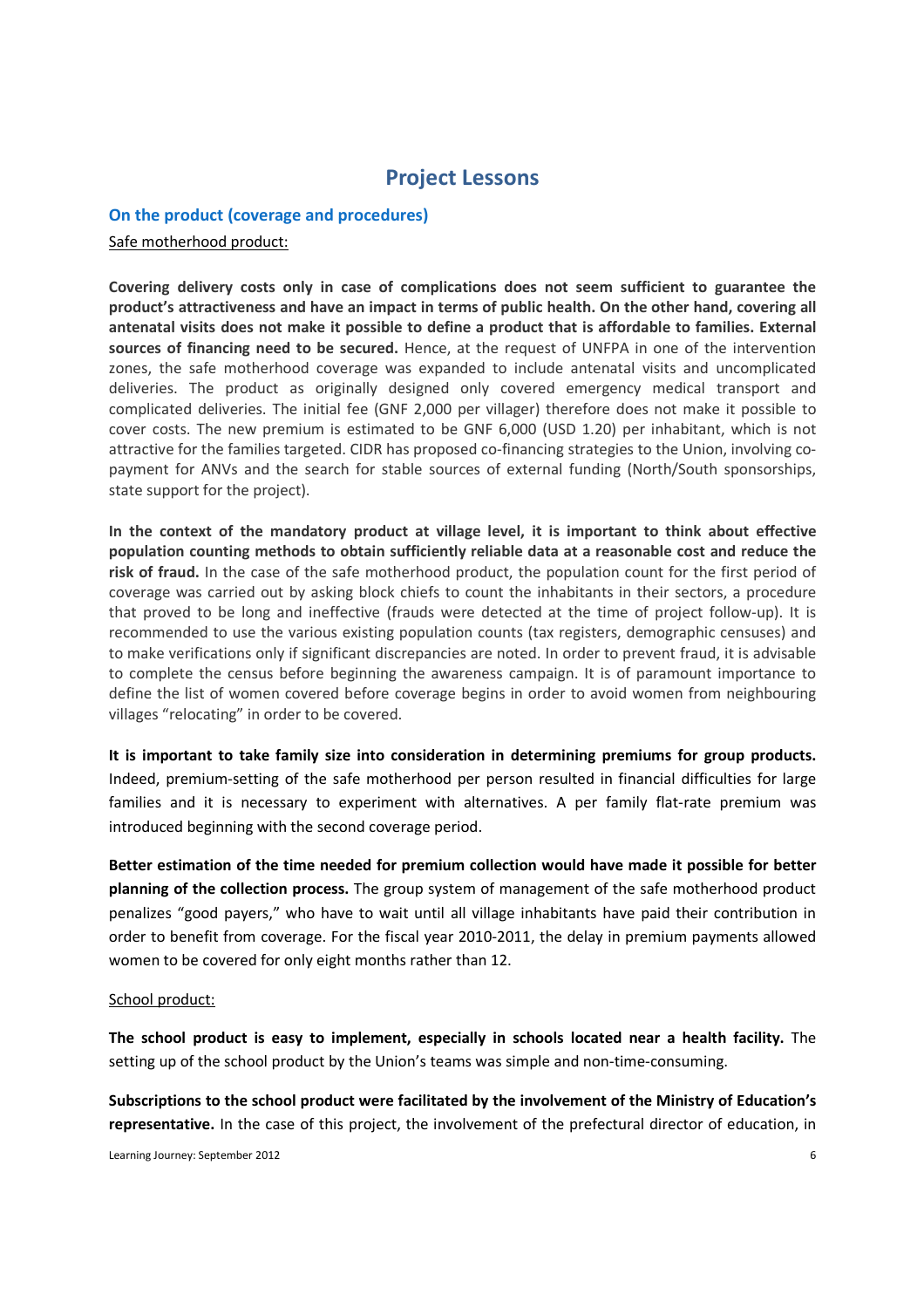# Project Lessons

## On the product (coverage and procedures)

Safe motherhood product:

**Covering delivery costs only in case of complications does not seem sufficient to guarantee the product's attractiveness and have an impact in terms of public health. On the other hand, covering all antenatal visits does not make it possible to define a product that is affordable to families. External sources of financing need to be secured.** Hence, at the request of UNFPA in one of the intervention zones, the safe motherhood coverage was expanded to include antenatal visits and uncomplicated deliveries. The product as originally designed only covered emergency medical transport and complicated deliveries. The initial fee (GNF 2,000 per villager) therefore does not make it possible to cover costs. The new premium is estimated to be GNF 6,000 (USD 1.20) per inhabitant, which is not attractive for the families targeted. CIDR has proposed co-financing strategies to the Union, involving co-payment for ANVs and the search for stable sources of external funding (North/South sponsorships, state support for the project).

**In the context of the mandatory product at village level, it is important to think about effective population counting methods to obtain sufficiently reliable data at a reasonable cost and reduce the risk of fraud.** In the case of the safe motherhood product, the population count for the first period of coverage was carried out by asking block chiefs to count the inhabitants in their sectors, a procedure that proved to be long and ineffective (frauds were detected at the time of project follow-up). It is recommended to use the various existing population counts (tax registers, demographic censuses) and to make verifications only if significant discrepancies are noted. In order to prevent fraud, it is advisable to complete the census before beginning the awareness campaign. It is of paramount importance to define the list of women covered before coverage begins in order to avoid women from neighbouring villages "relocating" in order to be covered.

**It is important to take family size into consideration in determining premiums for group products.** Indeed, premium-setting of the safe motherhood per person resulted in financial difficulties for large families and it is necessary to experiment with alternatives. A per family flat-rate premium was introduced beginning with the second coverage period.

**Better estimation of the time needed for premium collection would have made it possible for better planning of the collection process.** The group system of management of the safe motherhood product penalizes "good payers," who have to wait until all village inhabitants have paid their contribution in order to benefit from coverage. For the fiscal year 2010-2011, the delay in premium payments allowed women to be covered for only eight months rather than 12.

School product:

**The school product is easy to implement, especially in schools located near a health facility.** The setting up of the school product by the Union's teams was simple and non-time-consuming.

**Subscriptions to the school product were facilitated by the involvement of the Ministry of Education's representative.** In the case of this project, the involvement of the prefectural director of education, in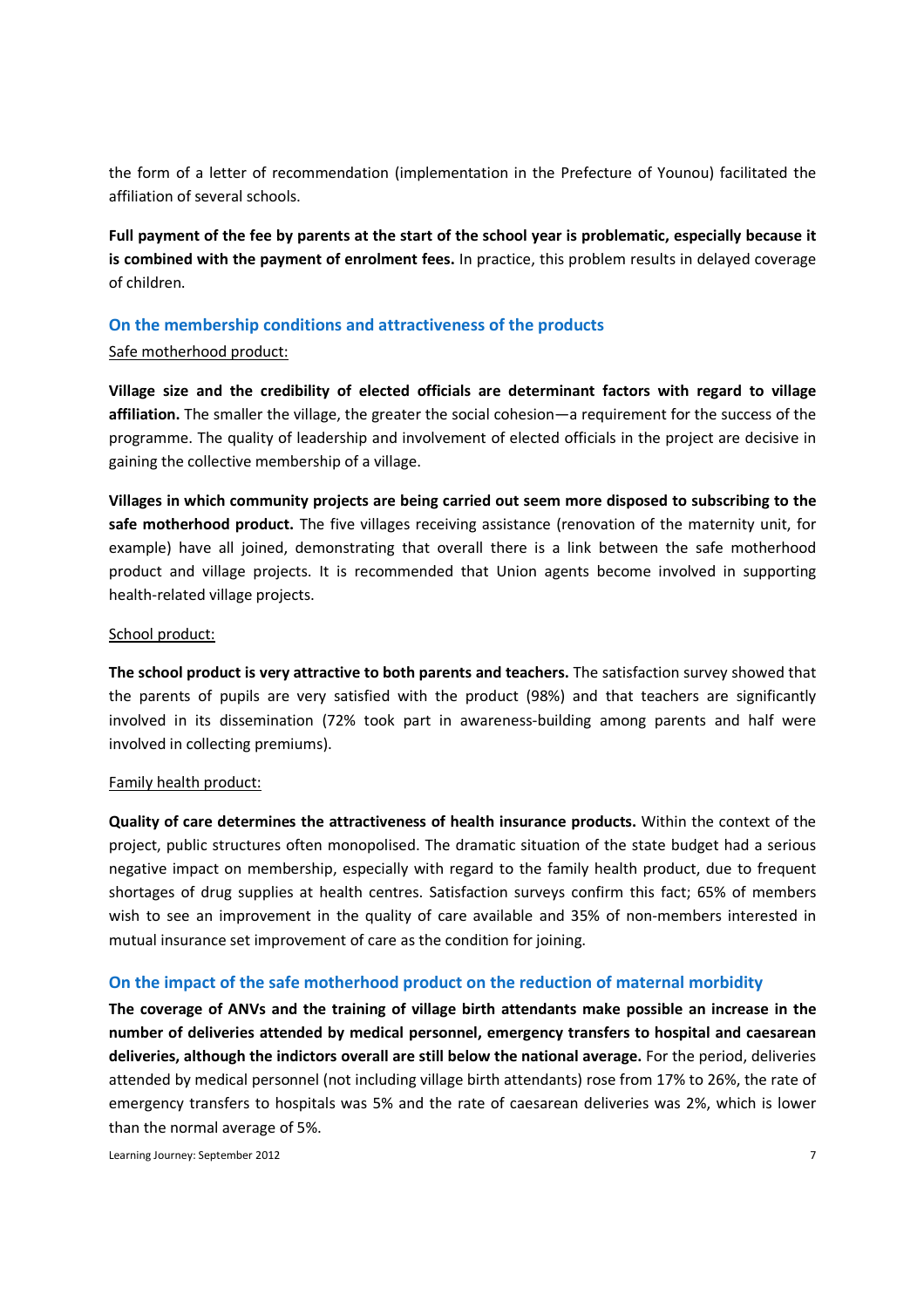the form of a letter of recommendation (implementation in the Prefecture of Younou) facilitated the affiliation of several schools.

**Full payment of the fee by parents at the start of the school year is problematic, especially because it is combined with the payment of enrolment fees.** In practice, this problem results in delayed coverage of children.

### On the membership conditions and attractiveness of the products

Safe motherhood product:

**Village size and the credibility of elected officials are determinant factors with regard to village affiliation.** The smaller the village, the greater the social cohesion—a requirement for the success of the programme. The quality of leadership and involvement of elected officials in the project are decisive in gaining the collective membership of a village.

**Villages in which community projects are being carried out seem more disposed to subscribing to the safe motherhood product.** The five villages receiving assistance (renovation of the maternity unit, for example) have all joined, demonstrating that overall there is a link between the safe motherhood product and village projects. It is recommended that Union agents become involved in supporting health-related village projects.

School product:

**The school product is very attractive to both parents and teachers.** The satisfaction survey showed that the parents of pupils are very satisfied with the product (98%) and that teachers are significantly involved in its dissemination (72% took part in awareness-building among parents and half were involved in collecting premiums).

Family health product:

**Quality of care determines the attractiveness of health insurance products.** Within the context of the project, public structures often monopolised. The dramatic situation of the state budget had a serious negative impact on membership, especially with regard to the family health product, due to frequent shortages of drug supplies at health centres. Satisfaction surveys confirm this fact; 65% of members wish to see an improvement in the quality of care available and 35% of non-members interested in mutual insurance set improvement of care as the condition for joining.

### On the impact of the safe motherhood product on the reduction of maternal morbidity

**The coverage of ANVs and the training of village birth attendants make possible an increase in the number of deliveries attended by medical personnel, emergency transfers to hospital and caesarean deliveries, although the indictors overall are still below the national average.** For the period, deliveries attended by medical personnel (not including village birth attendants) rose from 17% to 26%, the rate of emergency transfers to hospitals was 5% and the rate of caesarean deliveries was 2%, which is lower than the normal average of 5%.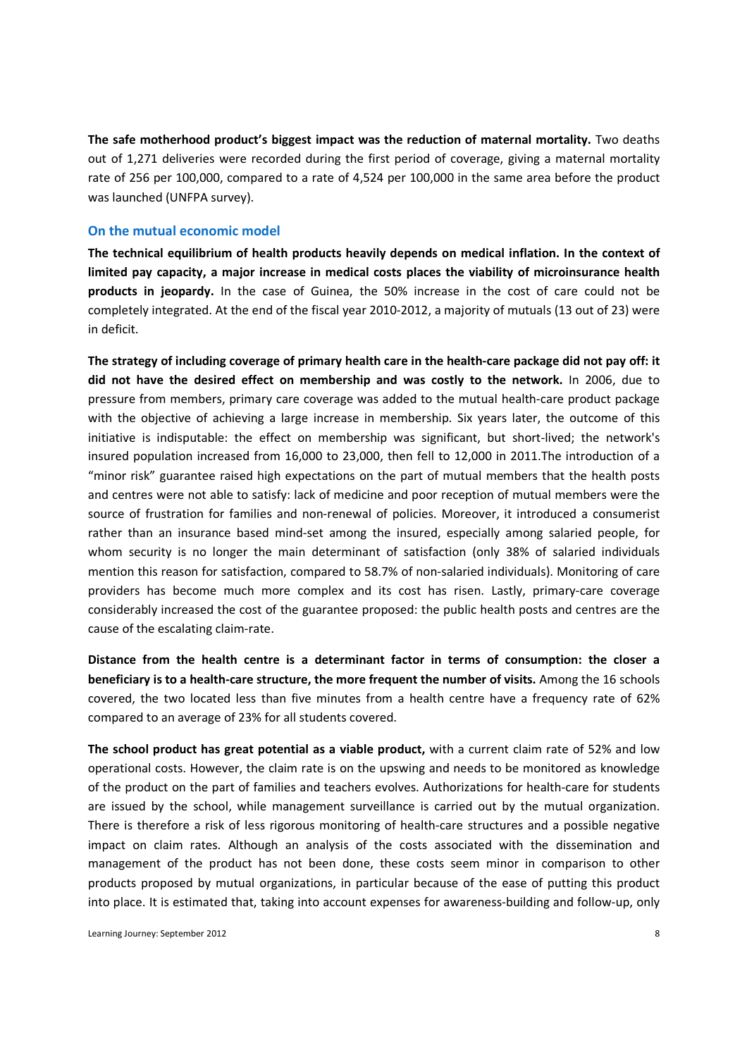**The safe motherhood product's biggest impact was the reduction of maternal mortality.** Two deaths out of 1,271 deliveries were recorded during the first period of coverage, giving a maternal mortality rate of 256 per 100,000, compared to a rate of 4,524 per 100,000 in the same area before the product was launched (UNFPA survey).

### On the mutual economic model

**The technical equilibrium of health products heavily depends on medical inflation. In the context of limited pay capacity, a major increase in medical costs places the viability of microinsurance health products in jeopardy.** In the case of Guinea, the 50% increase in the cost of care could not be completely integrated. At the end of the fiscal year 2010-2012, a majority of mutuals (13 out of 23) were in deficit.

**The strategy of including coverage of primary health care in the health-care package did not pay off: it did not have the desired effect on membership and was costly to the network.** In 2006, due to pressure from members, primary care coverage was added to the mutual health-care product package with the objective of achieving a large increase in membership. Six years later, the outcome of this initiative is indisputable: the effect on membership was significant, but short-lived; the network's insured population increased from 16,000 to 23,000, then fell to 12,000 in 2011.The introduction of a "minor risk" guarantee raised high expectations on the part of mutual members that the health posts and centres were not able to satisfy: lack of medicine and poor reception of mutual members were the source of frustration for families and non-renewal of policies. Moreover, it introduced a consumerist rather than an insurance based mind-set among the insured, especially among salaried people, for whom security is no longer the main determinant of satisfaction (only 38% of salaried individuals mention this reason for satisfaction, compared to 58.7% of non-salaried individuals). Monitoring of care providers has become much more complex and its cost has risen. Lastly, primary-care coverage considerably increased the cost of the guarantee proposed: the public health posts and centres are the cause of the escalating claim-rate.

**Distance from the health centre is a determinant factor in terms of consumption: the closer a beneficiary is to a health-care structure, the more frequent the number of visits.** Among the 16 schools covered, the two located less than five minutes from a health centre have a frequency rate of 62% compared to an average of 23% for all students covered.

**The school product has great potential as a viable product,** with a current claim rate of 52% and low operational costs. However, the claim rate is on the upswing and needs to be monitored as knowledge of the product on the part of families and teachers evolves. Authorizations for health-care for students are issued by the school, while management surveillance is carried out by the mutual organization. There is therefore a risk of less rigorous monitoring of health-care structures and a possible negative impact on claim rates. Although an analysis of the costs associated with the dissemination and management of the product has not been done, these costs seem minor in comparison to other products proposed by mutual organizations, in particular because of the ease of putting this product into place. It is estimated that, taking into account expenses for awareness-building and follow-up, only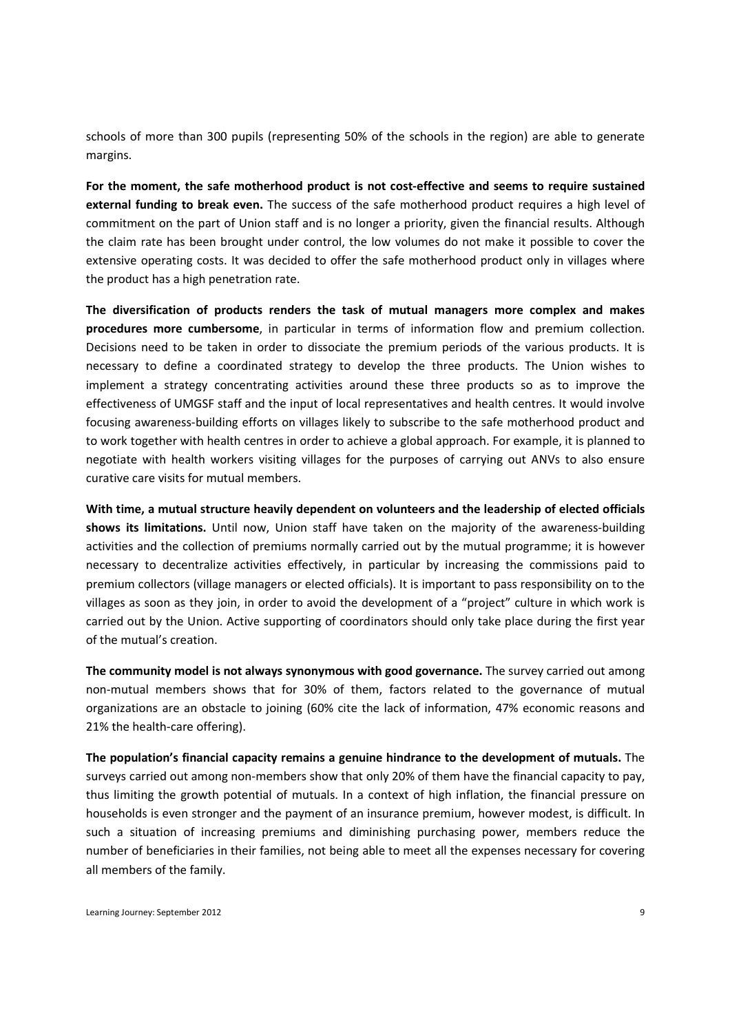schools of more than 300 pupils (representing 50% of the schools in the region) are able to generate margins.

**For the moment, the safe motherhood product is not cost-effective and seems to require sustained external funding to break even.** The success of the safe motherhood product requires a high level of commitment on the part of Union staff and is no longer a priority, given the financial results. Although the claim rate has been brought under control, the low volumes do not make it possible to cover the extensive operating costs. It was decided to offer the safe motherhood product only in villages where the product has a high penetration rate.

**The diversification of products renders the task of mutual managers more complex and makes procedures more cumbersome**, in particular in terms of information flow and premium collection. Decisions need to be taken in order to dissociate the premium periods of the various products. It is necessary to define a coordinated strategy to develop the three products. The Union wishes to implement a strategy concentrating activities around these three products so as to improve the effectiveness of UMGSF staff and the input of local representatives and health centres. It would involve focusing awareness-building efforts on villages likely to subscribe to the safe motherhood product and to work together with health centres in order to achieve a global approach. For example, it is planned to negotiate with health workers visiting villages for the purposes of carrying out ANVs to also ensure curative care visits for mutual members.

**With time, a mutual structure heavily dependent on volunteers and the leadership of elected officials shows its limitations.** Until now, Union staff have taken on the majority of the awareness-building activities and the collection of premiums normally carried out by the mutual programme; it is however necessary to decentralize activities effectively, in particular by increasing the commissions paid to premium collectors (village managers or elected officials). It is important to pass responsibility on to the villages as soon as they join, in order to avoid the development of a "project" culture in which work is carried out by the Union. Active supporting of coordinators should only take place during the first year of the mutual's creation.

**The community model is not always synonymous with good governance.** The survey carried out among non-mutual members shows that for 30% of them, factors related to the governance of mutual organizations are an obstacle to joining (60% cite the lack of information, 47% economic reasons and 21% the health-care offering).

**The population's financial capacity remains a genuine hindrance to the development of mutuals.** The surveys carried out among non-members show that only 20% of them have the financial capacity to pay, thus limiting the growth potential of mutuals. In a context of high inflation, the financial pressure on households is even stronger and the payment of an insurance premium, however modest, is difficult. In such a situation of increasing premiums and diminishing purchasing power, members reduce the number of beneficiaries in their families, not being able to meet all the expenses necessary for covering all members of the family.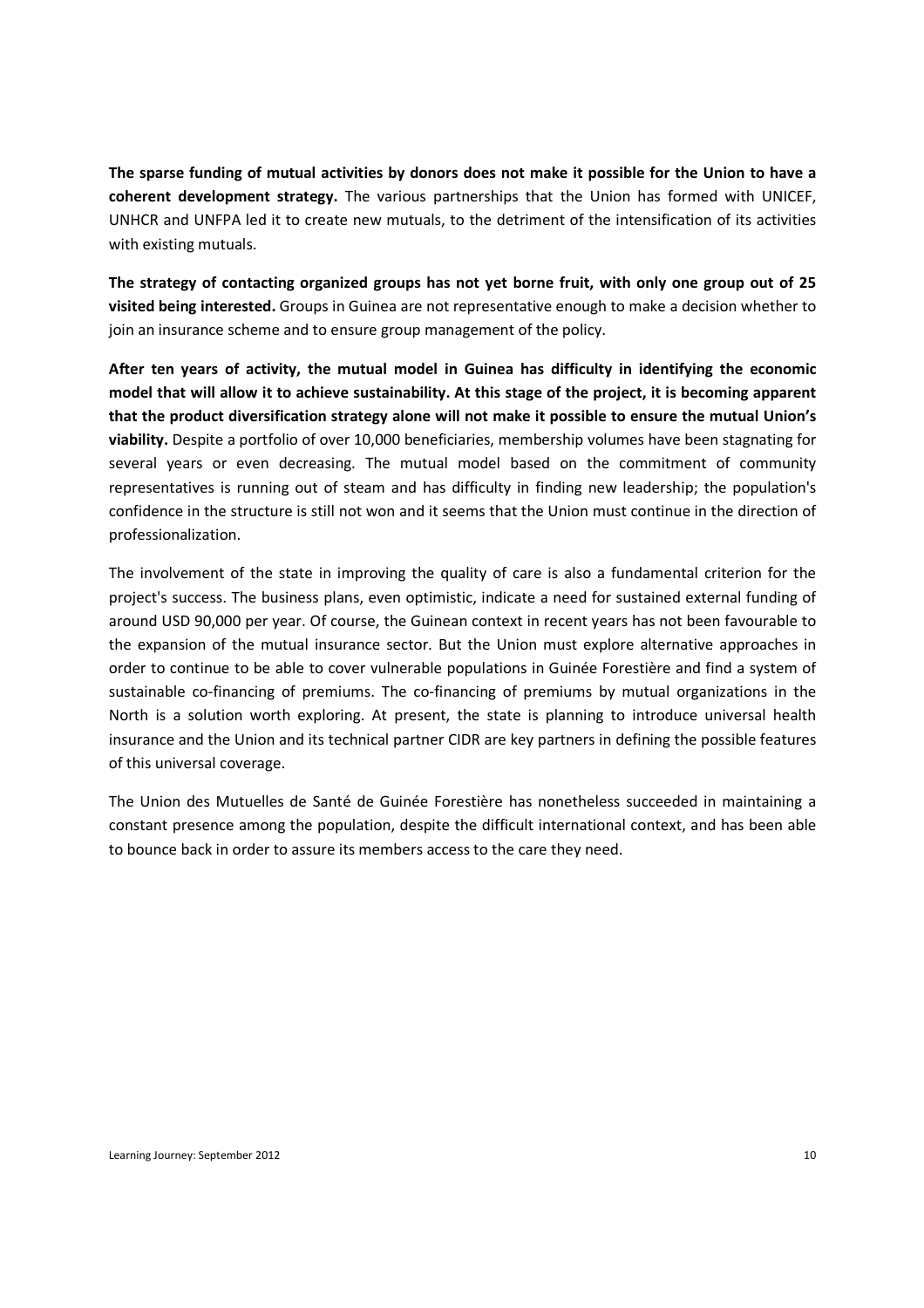**The sparse funding of mutual activities by donors does not make it possible for the Union to have a coherent development strategy.** The various partnerships that the Union has formed with UNICEF, UNHCR and UNFPA led it to create new mutuals, to the detriment of the intensification of its activities with existing mutuals.

**The strategy of contacting organized groups has not yet borne fruit, with only one group out of 25 visited being interested.** Groups in Guinea are not representative enough to make a decision whether to join an insurance scheme and to ensure group management of the policy.

**After ten years of activity, the mutual model in Guinea has difficulty in identifying the economic model that will allow it to achieve sustainability. At this stage of the project, it is becoming apparent that the product diversification strategy alone will not make it possible to ensure the mutual Union's viability.** Despite a portfolio of over 10,000 beneficiaries, membership volumes have been stagnating for several years or even decreasing. The mutual model based on the commitment of community representatives is running out of steam and has difficulty in finding new leadership; the population's confidence in the structure is still not won and it seems that the Union must continue in the direction of professionalization.

The involvement of the state in improving the quality of care is also a fundamental criterion for the project's success. The business plans, even optimistic, indicate a need for sustained external funding of around USD 90,000 per year. Of course, the Guinean context in recent years has not been favourable to the expansion of the mutual insurance sector. But the Union must explore alternative approaches in order to continue to be able to cover vulnerable populations in Guinée Forestière and find a system of sustainable co-financing of premiums. The co-financing of premiums by mutual organizations in the North is a solution worth exploring. At present, the state is planning to introduce universal health insurance and the Union and its technical partner CIDR are key partners in defining the possible features of this universal coverage.

The Union des Mutuelles de Santé de Guinée Forestière has nonetheless succeeded in maintaining a constant presence among the population, despite the difficult international context, and has been able to bounce back in order to assure its members access to the care they need.